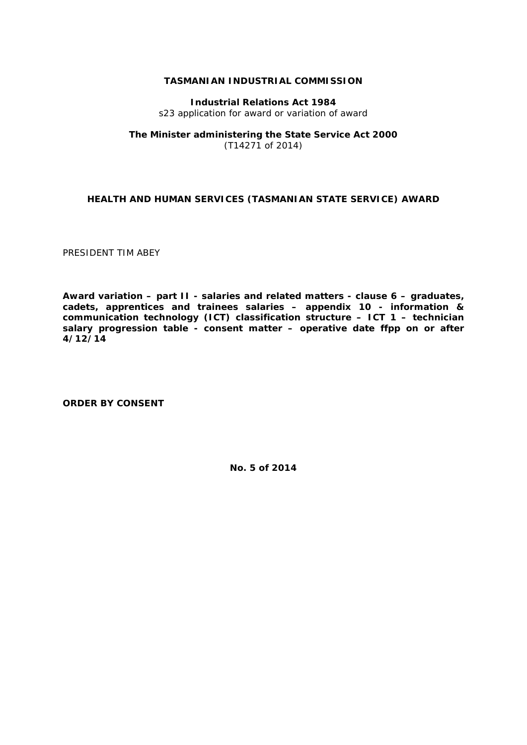**TASMANIAN INDUSTRIAL COMMISSION**

**Industrial Relations Act 1984**
s23 application for award or variation of award

**The Minister administering the State Service Act 2000**
(T14271 of 2014)

**HEALTH AND HUMAN SERVICES (TASMANIAN STATE SERVICE) AWARD**

PRESIDENT TIM ABEY

**Award variation – part II - salaries and related matters - clause 6 – graduates, cadets, apprentices and trainees salaries – appendix 10 - information & communication technology (ICT) classification structure – ICT 1 – technician salary progression table - consent matter – operative date ffpp on or after 4/12/14**

**ORDER BY CONSENT**

**No. 5 of 2014**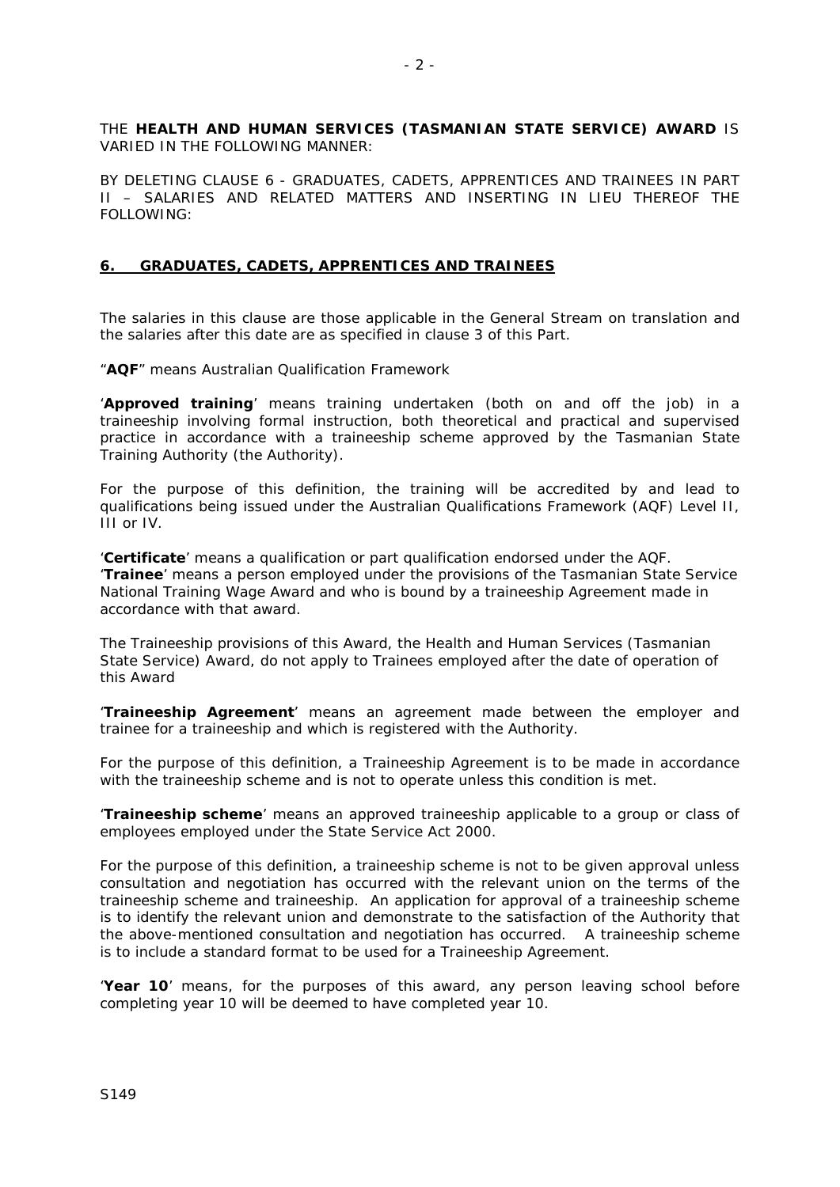THE **HEALTH AND HUMAN SERVICES (TASMANIAN STATE SERVICE) AWARD** IS VARIED IN THE FOLLOWING MANNER:

BY DELETING CLAUSE 6 - GRADUATES, CADETS, APPRENTICES AND TRAINEES IN PART II – SALARIES AND RELATED MATTERS AND INSERTING IN LIEU THEREOF THE FOLLOWING:

## 6. GRADUATES, CADETS, APPRENTICES AND TRAINEES

The salaries in this clause are those applicable in the General Stream on translation and the salaries after this date are as specified in clause 3 of this Part.

"**AQF**" means Australian Qualification Framework

'**Approved training**' means training undertaken (both on and off the job) in a traineeship involving formal instruction, both theoretical and practical and supervised practice in accordance with a traineeship scheme approved by the Tasmanian State Training Authority (the Authority).

For the purpose of this definition, the training will be accredited by and lead to qualifications being issued under the Australian Qualifications Framework (AQF) Level II, III or IV.

'**Certificate**' means a qualification or part qualification endorsed under the AQF.
'**Trainee**' means a person employed under the provisions of the Tasmanian State Service National Training Wage Award and who is bound by a traineeship Agreement made in accordance with that award.

The Traineeship provisions of this Award, the Health and Human Services (Tasmanian State Service) Award, do not apply to Trainees employed after the date of operation of this Award

'**Traineeship Agreement**' means an agreement made between the employer and trainee for a traineeship and which is registered with the Authority.

For the purpose of this definition, a Traineeship Agreement is to be made in accordance with the traineeship scheme and is not to operate unless this condition is met.

'**Traineeship scheme**' means an approved traineeship applicable to a group or class of employees employed under the State Service Act 2000.

For the purpose of this definition, a traineeship scheme is not to be given approval unless consultation and negotiation has occurred with the relevant union on the terms of the traineeship scheme and traineeship. An application for approval of a traineeship scheme is to identify the relevant union and demonstrate to the satisfaction of the Authority that the above-mentioned consultation and negotiation has occurred. A traineeship scheme is to include a standard format to be used for a Traineeship Agreement.

'**Year 10**' means, for the purposes of this award, any person leaving school before completing year 10 will be deemed to have completed year 10.

S149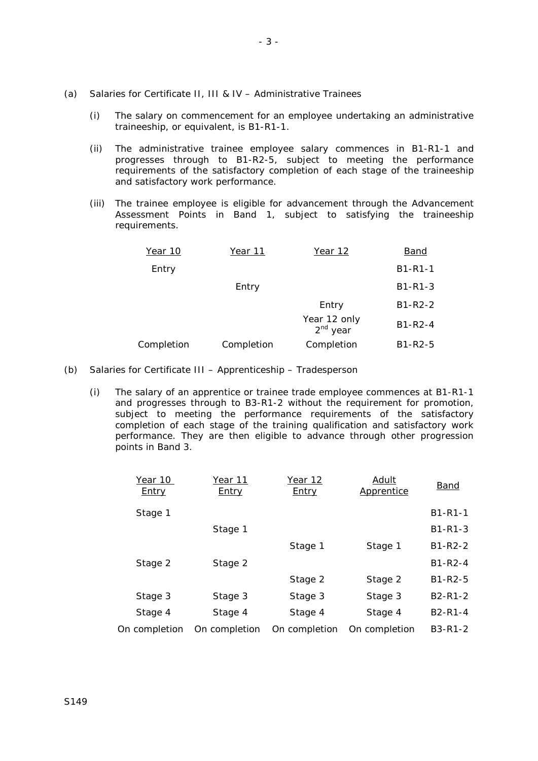(a) Salaries for Certificate II, III & IV – Administrative Trainees

(i) The salary on commencement for an employee undertaking an administrative traineeship, or equivalent, is B1-R1-1.

(ii) The administrative trainee employee salary commences in B1-R1-1 and progresses through to B1-R2-5, subject to meeting the performance requirements of the satisfactory completion of each stage of the traineeship and satisfactory work performance.

(iii) The trainee employee is eligible for advancement through the Advancement Assessment Points in Band 1, subject to satisfying the traineeship requirements.

| Year 10 | Year 11 | Year 12 | Band |
|---|---|---|---|
| Entry | | | B1-R1-1 |
| | Entry | | B1-R1-3 |
| | | Entry | B1-R2-2 |
| | | Year 12 only 2nd year | B1-R2-4 |
| Completion | Completion | Completion | B1-R2-5 |

(b) Salaries for Certificate III – Apprenticeship – Tradesperson

(i) The salary of an apprentice or trainee trade employee commences at B1-R1-1 and progresses through to B3-R1-2 without the requirement for promotion, subject to meeting the performance requirements of the satisfactory completion of each stage of the training qualification and satisfactory work performance. They are then eligible to advance through other progression points in Band 3.

| Year 10 Entry | Year 11 Entry | Year 12 Entry | Adult Apprentice | Band |
|---|---|---|---|---|
| Stage 1 | | | | B1-R1-1 |
| | Stage 1 | | | B1-R1-3 |
| | | Stage 1 | Stage 1 | B1-R2-2 |
| Stage 2 | Stage 2 | | | B1-R2-4 |
| | | Stage 2 | Stage 2 | B1-R2-5 |
| Stage 3 | Stage 3 | Stage 3 | Stage 3 | B2-R1-2 |
| Stage 4 | Stage 4 | Stage 4 | Stage 4 | B2-R1-4 |
| On completion | On completion | On completion | On completion | B3-R1-2 |

S149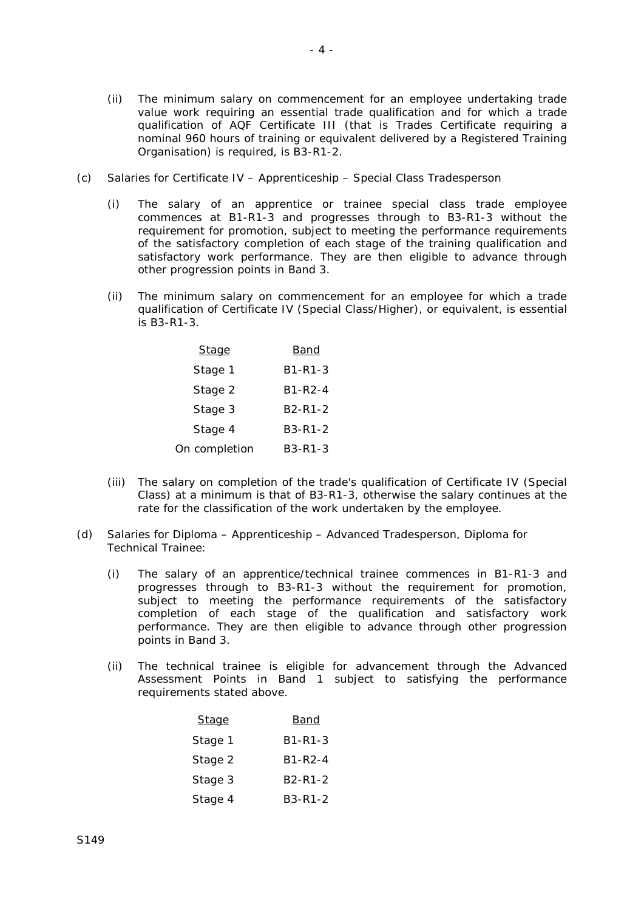(ii) The minimum salary on commencement for an employee undertaking trade value work requiring an essential trade qualification and for which a trade qualification of AQF Certificate III (that is Trades Certificate requiring a nominal 960 hours of training or equivalent delivered by a Registered Training Organisation) is required, is B3-R1-2.

(c) Salaries for Certificate IV – Apprenticeship – Special Class Tradesperson

(i) The salary of an apprentice or trainee special class trade employee commences at B1-R1-3 and progresses through to B3-R1-3 without the requirement for promotion, subject to meeting the performance requirements of the satisfactory completion of each stage of the training qualification and satisfactory work performance. They are then eligible to advance through other progression points in Band 3.

(ii) The minimum salary on commencement for an employee for which a trade qualification of Certificate IV (Special Class/Higher), or equivalent, is essential is B3-R1-3.

| Stage | Band |
|---|---|
| Stage 1 | B1-R1-3 |
| Stage 2 | B1-R2-4 |
| Stage 3 | B2-R1-2 |
| Stage 4 | B3-R1-2 |
| On completion | B3-R1-3 |

(iii) The salary on completion of the trade's qualification of Certificate IV (Special Class) at a minimum is that of B3-R1-3, otherwise the salary continues at the rate for the classification of the work undertaken by the employee.

(d) Salaries for Diploma – Apprenticeship – Advanced Tradesperson, Diploma for Technical Trainee:

(i) The salary of an apprentice/technical trainee commences in B1-R1-3 and progresses through to B3-R1-3 without the requirement for promotion, subject to meeting the performance requirements of the satisfactory completion of each stage of the qualification and satisfactory work performance. They are then eligible to advance through other progression points in Band 3.

(ii) The technical trainee is eligible for advancement through the Advanced Assessment Points in Band 1 subject to satisfying the performance requirements stated above.

| Stage | Band |
|---|---|
| Stage 1 | B1-R1-3 |
| Stage 2 | B1-R2-4 |
| Stage 3 | B2-R1-2 |
| Stage 4 | B3-R1-2 |

S149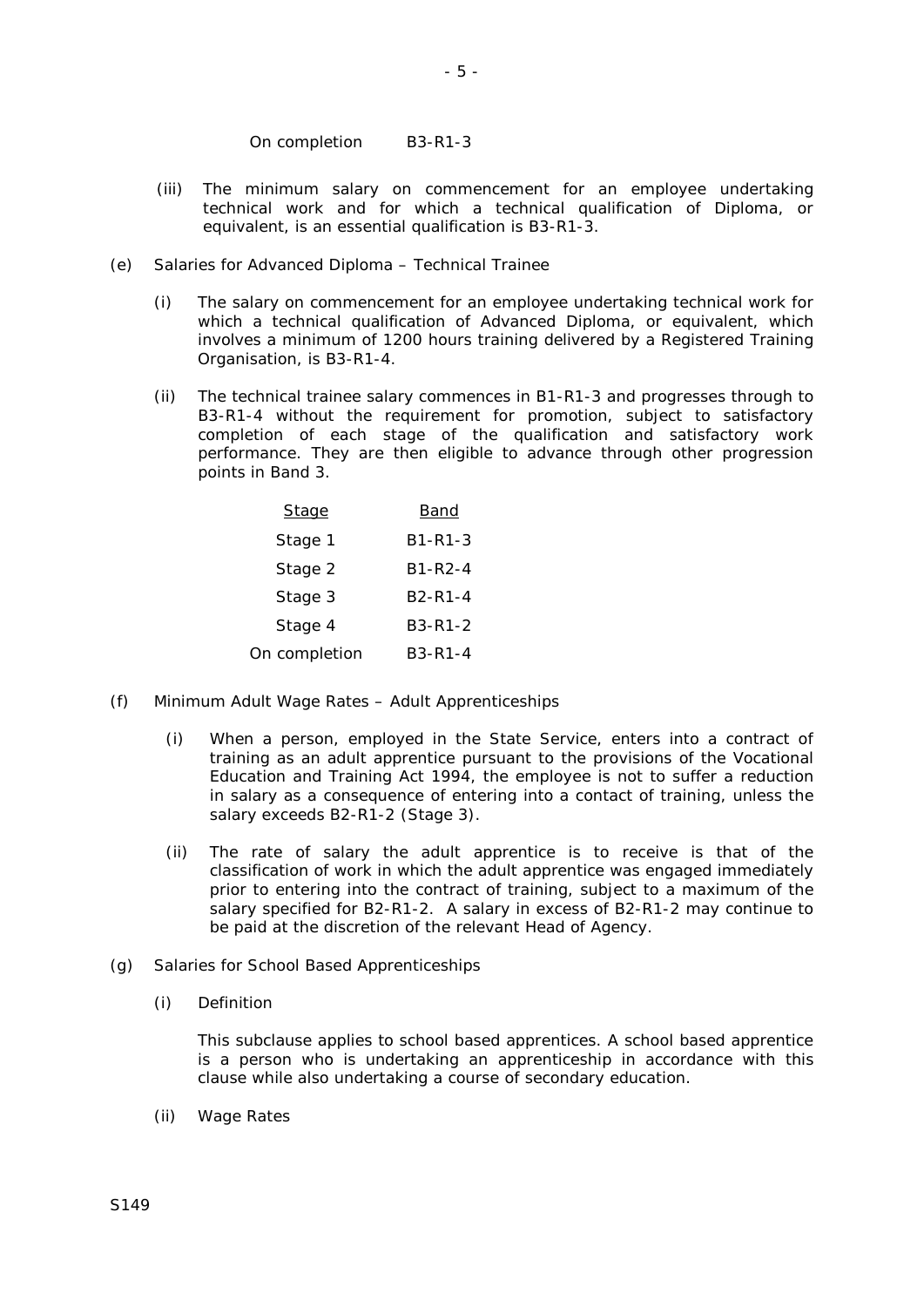| | |
|---|---|
| On completion | B3-R1-3 |

(iii) The minimum salary on commencement for an employee undertaking technical work and for which a technical qualification of Diploma, or equivalent, is an essential qualification is B3-R1-3.

(e) Salaries for Advanced Diploma – Technical Trainee

(i) The salary on commencement for an employee undertaking technical work for which a technical qualification of Advanced Diploma, or equivalent, which involves a minimum of 1200 hours training delivered by a Registered Training Organisation, is B3-R1-4.

(ii) The technical trainee salary commences in B1-R1-3 and progresses through to B3-R1-4 without the requirement for promotion, subject to satisfactory completion of each stage of the qualification and satisfactory work performance. They are then eligible to advance through other progression points in Band 3.

| Stage | Band |
|---|---|
| Stage 1 | B1-R1-3 |
| Stage 2 | B1-R2-4 |
| Stage 3 | B2-R1-4 |
| Stage 4 | B3-R1-2 |
| On completion | B3-R1-4 |

(f) Minimum Adult Wage Rates – Adult Apprenticeships

(i) When a person, employed in the State Service, enters into a contract of training as an adult apprentice pursuant to the provisions of the Vocational Education and Training Act 1994, the employee is not to suffer a reduction in salary as a consequence of entering into a contact of training, unless the salary exceeds B2-R1-2 (Stage 3).

(ii) The rate of salary the adult apprentice is to receive is that of the classification of work in which the adult apprentice was engaged immediately prior to entering into the contract of training, subject to a maximum of the salary specified for B2-R1-2. A salary in excess of B2-R1-2 may continue to be paid at the discretion of the relevant Head of Agency.

(g) Salaries for School Based Apprenticeships

(i) Definition

This subclause applies to school based apprentices. A school based apprentice is a person who is undertaking an apprenticeship in accordance with this clause while also undertaking a course of secondary education.

(ii) Wage Rates

S149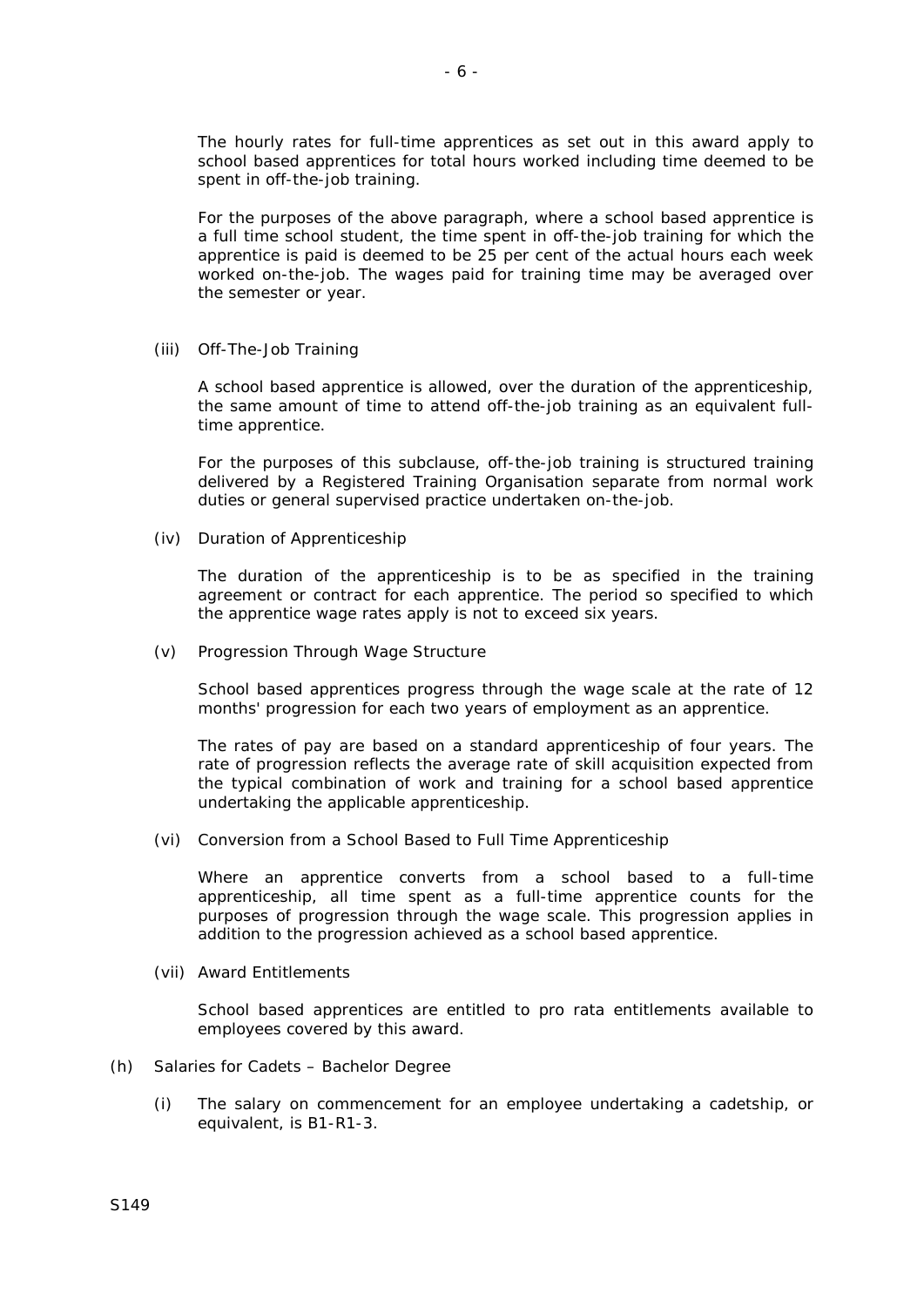The hourly rates for full-time apprentices as set out in this award apply to school based apprentices for total hours worked including time deemed to be spent in off-the-job training.

For the purposes of the above paragraph, where a school based apprentice is a full time school student, the time spent in off-the-job training for which the apprentice is paid is deemed to be 25 per cent of the actual hours each week worked on-the-job. The wages paid for training time may be averaged over the semester or year.

(iii) Off-The-Job Training

A school based apprentice is allowed, over the duration of the apprenticeship, the same amount of time to attend off-the-job training as an equivalent full-time apprentice.

For the purposes of this subclause, off-the-job training is structured training delivered by a Registered Training Organisation separate from normal work duties or general supervised practice undertaken on-the-job.

(iv) Duration of Apprenticeship

The duration of the apprenticeship is to be as specified in the training agreement or contract for each apprentice. The period so specified to which the apprentice wage rates apply is not to exceed six years.

(v) Progression Through Wage Structure

School based apprentices progress through the wage scale at the rate of 12 months' progression for each two years of employment as an apprentice.

The rates of pay are based on a standard apprenticeship of four years. The rate of progression reflects the average rate of skill acquisition expected from the typical combination of work and training for a school based apprentice undertaking the applicable apprenticeship.

(vi) Conversion from a School Based to Full Time Apprenticeship

Where an apprentice converts from a school based to a full-time apprenticeship, all time spent as a full-time apprentice counts for the purposes of progression through the wage scale. This progression applies in addition to the progression achieved as a school based apprentice.

(vii) Award Entitlements

School based apprentices are entitled to pro rata entitlements available to employees covered by this award.

(h) Salaries for Cadets – Bachelor Degree

(i) The salary on commencement for an employee undertaking a cadetship, or equivalent, is B1-R1-3.

S149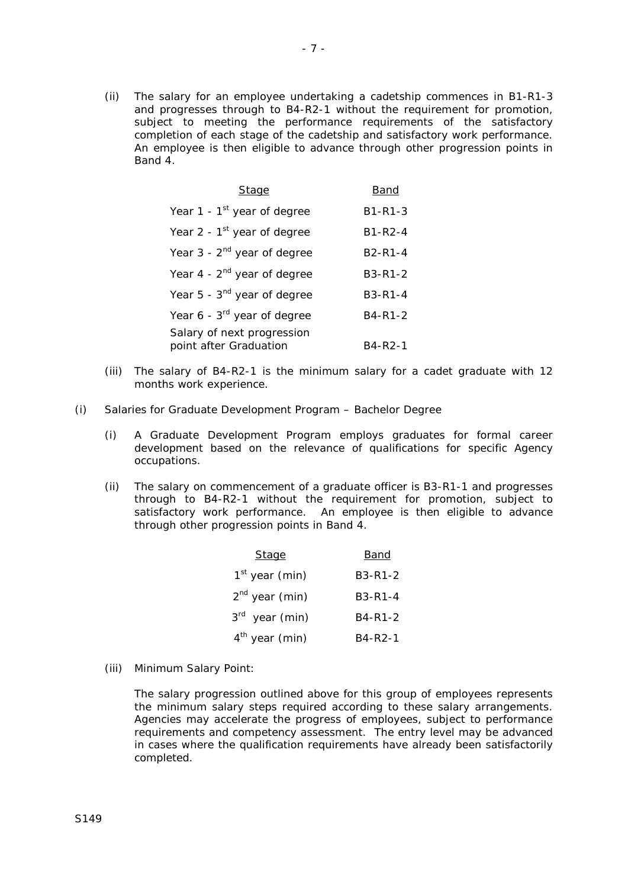(ii) The salary for an employee undertaking a cadetship commences in B1-R1-3 and progresses through to B4-R2-1 without the requirement for promotion, subject to meeting the performance requirements of the satisfactory completion of each stage of the cadetship and satisfactory work performance. An employee is then eligible to advance through other progression points in Band 4.

| Stage | Band |
|---|---|
| Year 1 - 1st year of degree | B1-R1-3 |
| Year 2 - 1st year of degree | B1-R2-4 |
| Year 3 - 2nd year of degree | B2-R1-4 |
| Year 4 - 2nd year of degree | B3-R1-2 |
| Year 5 - 3rd year of degree | B3-R1-4 |
| Year 6 - 3rd year of degree | B4-R1-2 |
| Salary of next progression point after Graduation | B4-R2-1 |

(iii) The salary of B4-R2-1 is the minimum salary for a cadet graduate with 12 months work experience.

(i) Salaries for Graduate Development Program – Bachelor Degree

(i) A Graduate Development Program employs graduates for formal career development based on the relevance of qualifications for specific Agency occupations.

(ii) The salary on commencement of a graduate officer is B3-R1-1 and progresses through to B4-R2-1 without the requirement for promotion, subject to satisfactory work performance. An employee is then eligible to advance through other progression points in Band 4.

| Stage | Band |
|---|---|
| 1st year (min) | B3-R1-2 |
| 2nd year (min) | B3-R1-4 |
| 3rd year (min) | B4-R1-2 |
| 4th year (min) | B4-R2-1 |

(iii) Minimum Salary Point:

The salary progression outlined above for this group of employees represents the minimum salary steps required according to these salary arrangements. Agencies may accelerate the progress of employees, subject to performance requirements and competency assessment. The entry level may be advanced in cases where the qualification requirements have already been satisfactorily completed.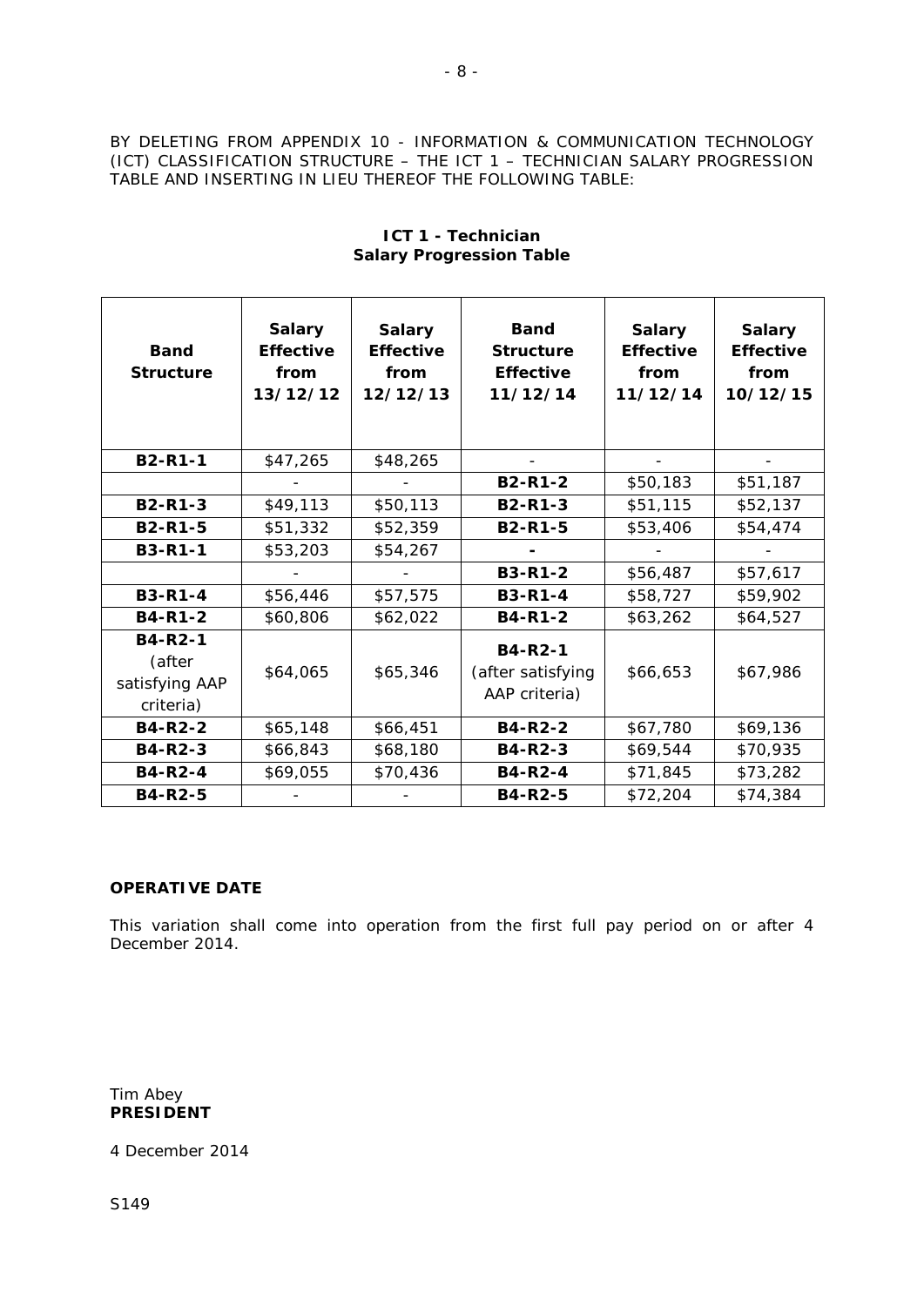BY DELETING FROM APPENDIX 10 - INFORMATION & COMMUNICATION TECHNOLOGY (ICT) CLASSIFICATION STRUCTURE – THE ICT 1 – TECHNICIAN SALARY PROGRESSION TABLE AND INSERTING IN LIEU THEREOF THE FOLLOWING TABLE:

**ICT 1 - Technician**
**Salary Progression Table**

| Band Structure | Salary Effective from 13/12/12 | Salary Effective from 12/12/13 | Band Structure Effective 11/12/14 | Salary Effective from 11/12/14 | Salary Effective from 10/12/15 |
|---|---|---|---|---|---|
| **B2-R1-1** | $47,265 | $48,265 | - | - | - |
| | - | - | **B2-R1-2** | $50,183 | $51,187 |
| **B2-R1-3** | $49,113 | $50,113 | **B2-R1-3** | $51,115 | $52,137 |
| **B2-R1-5** | $51,332 | $52,359 | **B2-R1-5** | $53,406 | $54,474 |
| **B3-R1-1** | $53,203 | $54,267 | **-** | - | - |
| | - | - | **B3-R1-2** | $56,487 | $57,617 |
| **B3-R1-4** | $56,446 | $57,575 | **B3-R1-4** | $58,727 | $59,902 |
| **B4-R1-2** | $60,806 | $62,022 | **B4-R1-2** | $63,262 | $64,527 |
| **B4-R2-1** (after satisfying AAP criteria) | $64,065 | $65,346 | **B4-R2-1** (after satisfying AAP criteria) | $66,653 | $67,986 |
| **B4-R2-2** | $65,148 | $66,451 | **B4-R2-2** | $67,780 | $69,136 |
| **B4-R2-3** | $66,843 | $68,180 | **B4-R2-3** | $69,544 | $70,935 |
| **B4-R2-4** | $69,055 | $70,436 | **B4-R2-4** | $71,845 | $73,282 |
| **B4-R2-5** | - | - | **B4-R2-5** | $72,204 | $74,384 |

**OPERATIVE DATE**

This variation shall come into operation from the first full pay period on or after 4 December 2014.

Tim Abey
**PRESIDENT**

4 December 2014

S149